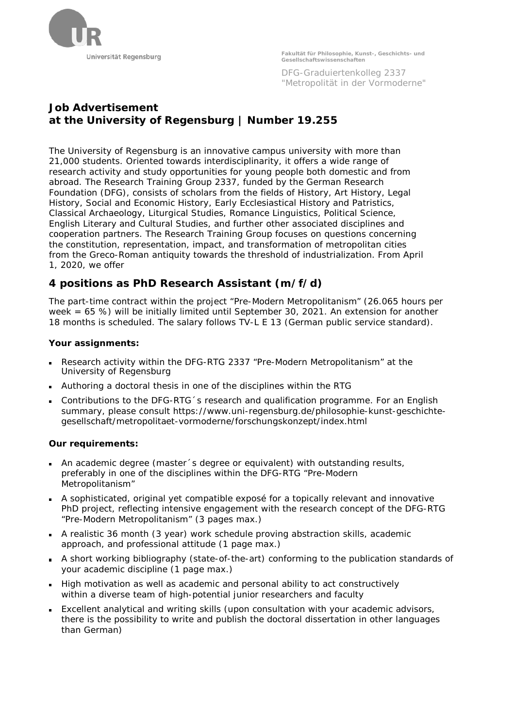Universität Regensburg

Fakultät für Philosophie, Kunst-, Geschichts- und Gesellschaftswissenschaften

DFG-Graduiertenkolleg 2337
"Metropolität in der Vormoderne"

# Job Advertisement at the University of Regensburg | Number 19.255

The University of Regensburg is an innovative campus university with more than 21,000 students. Oriented towards interdisciplinarity, it offers a wide range of research activity and study opportunities for young people both domestic and from abroad. The Research Training Group 2337, funded by the German Research Foundation (DFG), consists of scholars from the fields of History, Art History, Legal History, Social and Economic History, Early Ecclesiastical History and Patristics, Classical Archaeology, Liturgical Studies, Romance Linguistics, Political Science, English Literary and Cultural Studies, and further other associated disciplines and cooperation partners. The Research Training Group focuses on questions concerning the constitution, representation, impact, and transformation of metropolitan cities from the Greco-Roman antiquity towards the threshold of industrialization. From April 1, 2020, we offer

## 4 positions as PhD Research Assistant (m/f/d)

The part-time contract within the project "Pre-Modern Metropolitanism" (26.065 hours per week = 65 %) will be initially limited until September 30, 2021. An extension for another 18 months is scheduled. The salary follows TV-L E 13 (German public service standard).

### Your assignments:

- Research activity within the DFG-RTG 2337 "Pre-Modern Metropolitanism" at the University of Regensburg
- Authoring a doctoral thesis in one of the disciplines within the RTG
- Contributions to the DFG-RTG´s research and qualification programme. For an English summary, please consult https://www.uni-regensburg.de/philosophie-kunst-geschichte-gesellschaft/metropolitaet-vormoderne/forschungskonzept/index.html

### Our requirements:

- An academic degree (master´s degree or equivalent) with outstanding results, preferably in one of the disciplines within the DFG-RTG "Pre-Modern Metropolitanism"
- A sophisticated, original yet compatible exposé for a topically relevant and innovative PhD project, reflecting intensive engagement with the research concept of the DFG-RTG "Pre-Modern Metropolitanism" (3 pages max.)
- A realistic 36 month (3 year) work schedule proving abstraction skills, academic approach, and professional attitude (1 page max.)
- A short working bibliography (state-of-the-art) conforming to the publication standards of your academic discipline (1 page max.)
- High motivation as well as academic and personal ability to act constructively within a diverse team of high-potential junior researchers and faculty
- Excellent analytical and writing skills (upon consultation with your academic advisors, there is the possibility to write and publish the doctoral dissertation in other languages than German)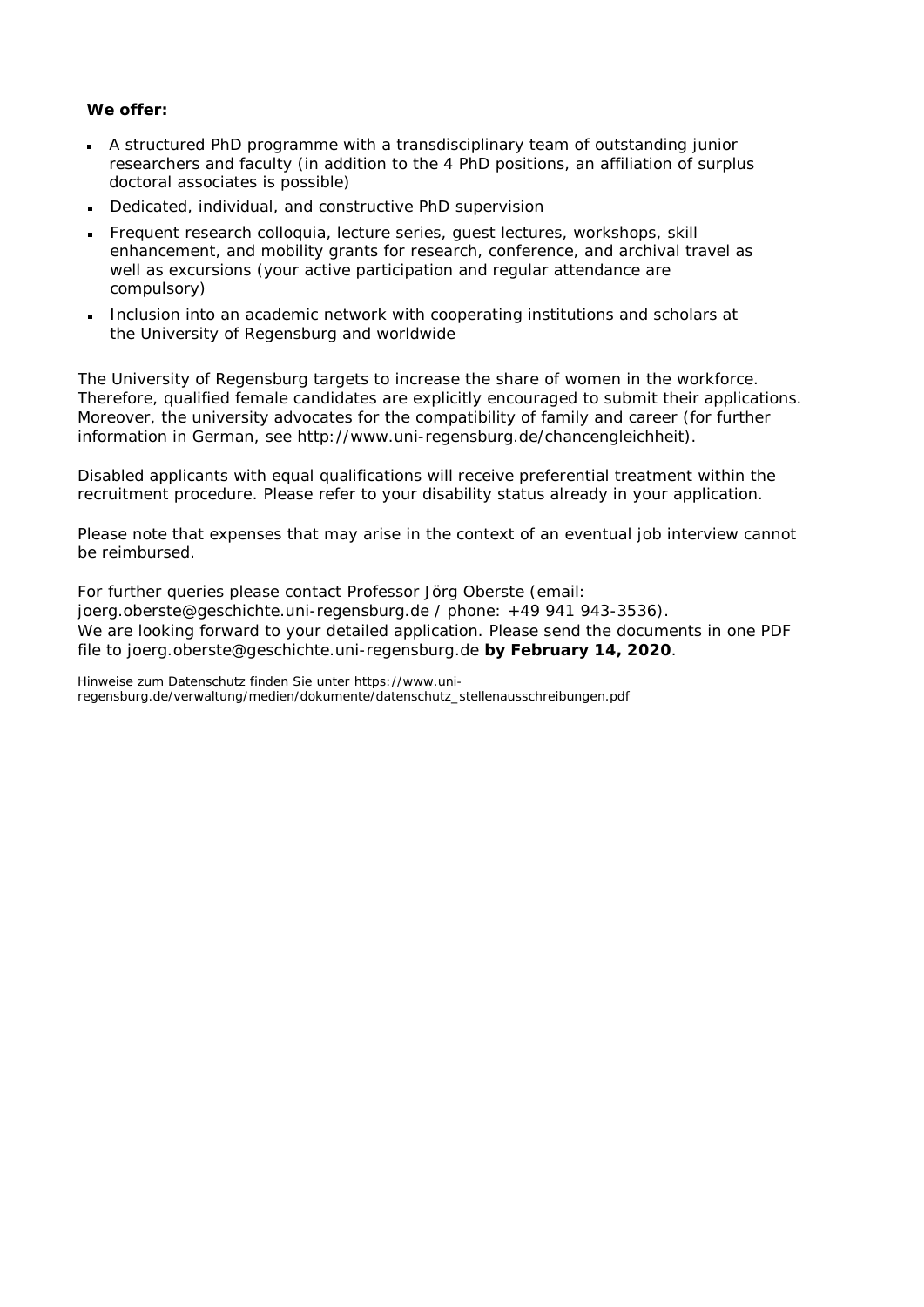**We offer:**

- A structured PhD programme with a transdisciplinary team of outstanding junior researchers and faculty (in addition to the 4 PhD positions, an affiliation of surplus doctoral associates is possible)
- Dedicated, individual, and constructive PhD supervision
- Frequent research colloquia, lecture series, guest lectures, workshops, skill enhancement, and mobility grants for research, conference, and archival travel as well as excursions (your active participation and regular attendance are compulsory)
- Inclusion into an academic network with cooperating institutions and scholars at the University of Regensburg and worldwide

The University of Regensburg targets to increase the share of women in the workforce. Therefore, qualified female candidates are explicitly encouraged to submit their applications. Moreover, the university advocates for the compatibility of family and career (for further information in German, see http://www.uni-regensburg.de/chancengleichheit).

Disabled applicants with equal qualifications will receive preferential treatment within the recruitment procedure. Please refer to your disability status already in your application.

Please note that expenses that may arise in the context of an eventual job interview cannot be reimbursed.

For further queries please contact Professor Jörg Oberste (email: joerg.oberste@geschichte.uni-regensburg.de / phone: +49 941 943-3536).
We are looking forward to your detailed application. Please send the documents in one PDF file to joerg.oberste@geschichte.uni-regensburg.de **by February 14, 2020**.

Hinweise zum Datenschutz finden Sie unter https://www.uni-regensburg.de/verwaltung/medien/dokumente/datenschutz_stellenausschreibungen.pdf